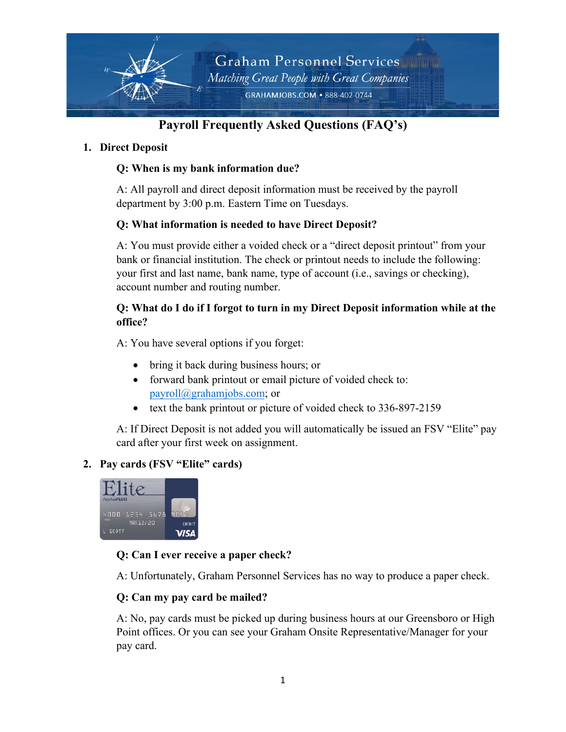Graham Personnel Services

*Matching Great People with Great Companies*

GRAHAMJOBS.COM • 888-402-0744

# Payroll Frequently Asked Questions (FAQ's)

1. **Direct Deposit**

   **Q: When is my bank information due?**

   A: All payroll and direct deposit information must be received by the payroll department by 3:00 p.m. Eastern Time on Tuesdays.

   **Q: What information is needed to have Direct Deposit?**

   A: You must provide either a voided check or a "direct deposit printout" from your bank or financial institution. The check or printout needs to include the following: your first and last name, bank name, type of account (i.e., savings or checking), account number and routing number.

   **Q: What do I do if I forgot to turn in my Direct Deposit information while at the office?**

   A: You have several options if you forget:

   - bring it back during business hours; or
   - forward bank printout or email picture of voided check to: payroll@grahamjobs.com; or
   - text the bank printout or picture of voided check to 336-897-2159

   A: If Direct Deposit is not added you will automatically be issued an FSV "Elite" pay card after your first week on assignment.

2. **Pay cards (FSV "Elite" cards)**

   **Q: Can I ever receive a paper check?**

   A: Unfortunately, Graham Personnel Services has no way to produce a paper check.

   **Q: Can my pay card be mailed?**

   A: No, pay cards must be picked up during business hours at our Greensboro or High Point offices. Or you can see your Graham Onsite Representative/Manager for your pay card.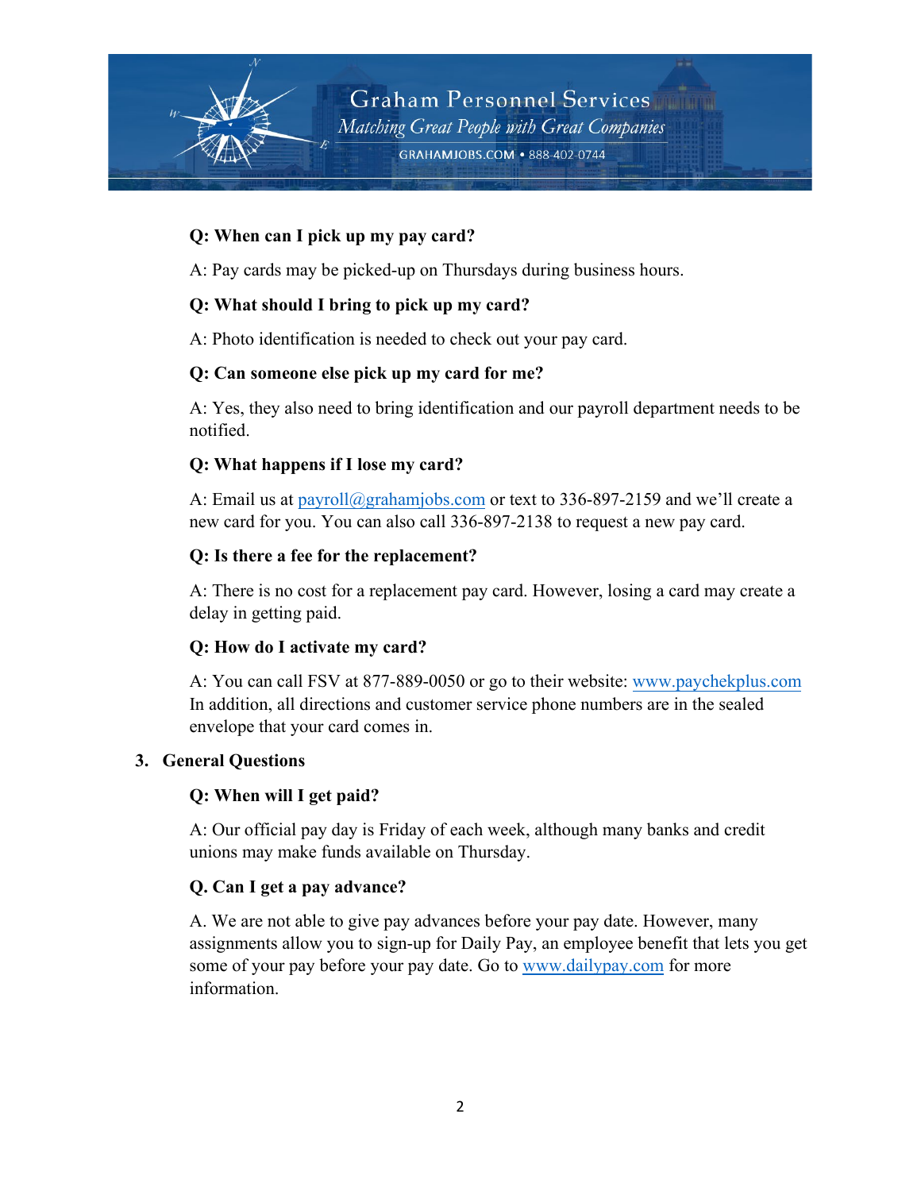**Q: When can I pick up my pay card?**

A: Pay cards may be picked-up on Thursdays during business hours.

**Q: What should I bring to pick up my card?**

A: Photo identification is needed to check out your pay card.

**Q: Can someone else pick up my card for me?**

A: Yes, they also need to bring identification and our payroll department needs to be notified.

**Q: What happens if I lose my card?**

A: Email us at payroll@grahamjobs.com or text to 336-897-2159 and we'll create a new card for you. You can also call 336-897-2138 to request a new pay card.

**Q: Is there a fee for the replacement?**

A: There is no cost for a replacement pay card. However, losing a card may create a delay in getting paid.

**Q: How do I activate my card?**

A: You can call FSV at 877-889-0050 or go to their website: www.paychekplus.com In addition, all directions and customer service phone numbers are in the sealed envelope that your card comes in.

## 3. General Questions

**Q: When will I get paid?**

A: Our official pay day is Friday of each week, although many banks and credit unions may make funds available on Thursday.

**Q. Can I get a pay advance?**

A. We are not able to give pay advances before your pay date. However, many assignments allow you to sign-up for Daily Pay, an employee benefit that lets you get some of your pay before your pay date. Go to www.dailypay.com for more information.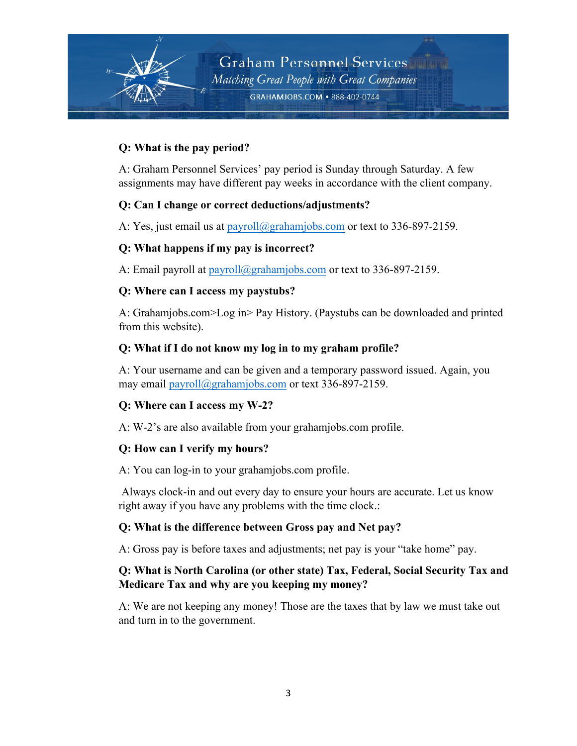**Q: What is the pay period?**

A: Graham Personnel Services' pay period is Sunday through Saturday. A few assignments may have different pay weeks in accordance with the client company.

**Q: Can I change or correct deductions/adjustments?**

A: Yes, just email us at payroll@grahamjobs.com or text to 336-897-2159.

**Q: What happens if my pay is incorrect?**

A: Email payroll at payroll@grahamjobs.com or text to 336-897-2159.

**Q: Where can I access my paystubs?**

A: Grahamjobs.com>Log in> Pay History. (Paystubs can be downloaded and printed from this website).

**Q: What if I do not know my log in to my graham profile?**

A: Your username and can be given and a temporary password issued. Again, you may email payroll@grahamjobs.com or text 336-897-2159.

**Q: Where can I access my W-2?**

A: W-2's are also available from your grahamjobs.com profile.

**Q: How can I verify my hours?**

A: You can log-in to your grahamjobs.com profile.

Always clock-in and out every day to ensure your hours are accurate. Let us know right away if you have any problems with the time clock.:

**Q: What is the difference between Gross pay and Net pay?**

A: Gross pay is before taxes and adjustments; net pay is your "take home" pay.

**Q: What is North Carolina (or other state) Tax, Federal, Social Security Tax and Medicare Tax and why are you keeping my money?**

A: We are not keeping any money! Those are the taxes that by law we must take out and turn in to the government.